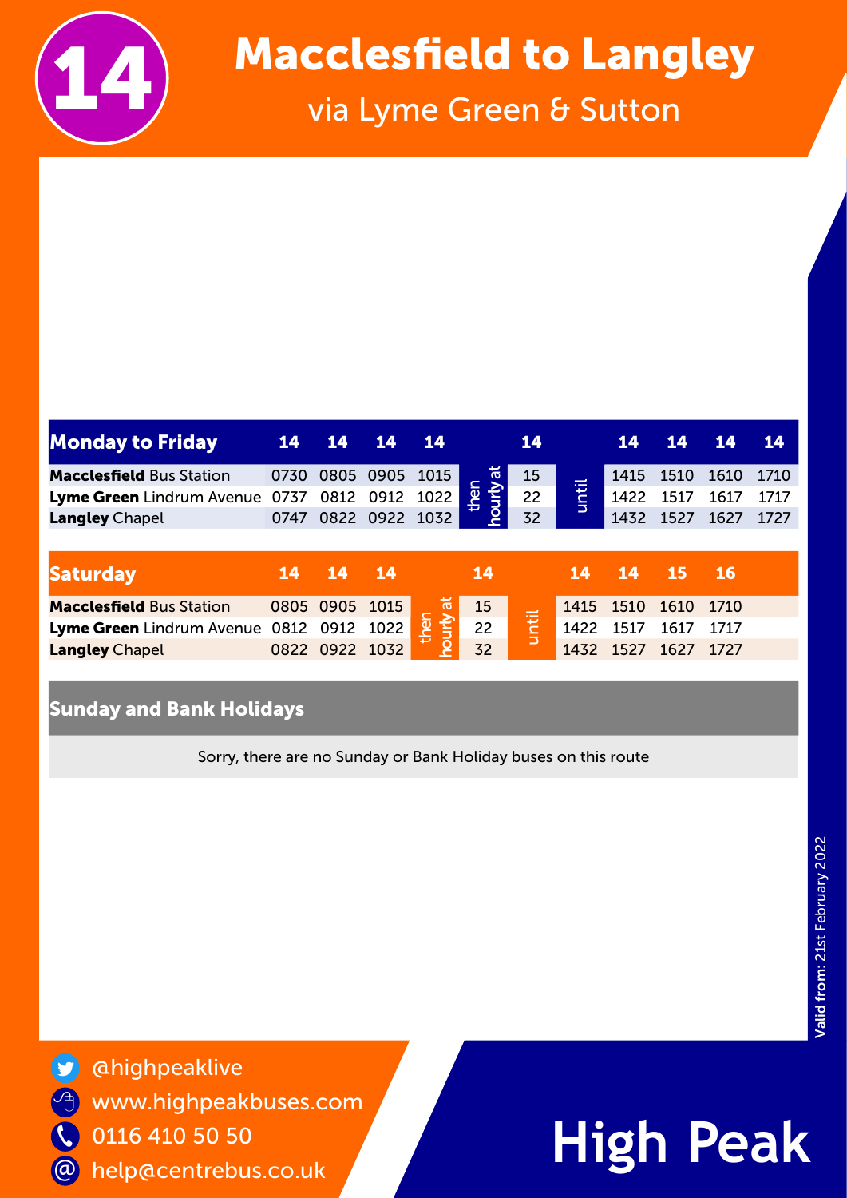# 14 Macclesfield to Langley

## via Lyme Green & Sutton

| Monday to Friday | 14 | 14 | 14 | 14 | | 14 | | 14 | 14 | 14 | 14 |
|---|---|---|---|---|---|---|---|---|---|---|---|
| **Macclesfield** Bus Station | 0730 | 0805 | 0905 | 1015 | then hourly at | 15 | until | 1415 | 1510 | 1610 | 1710 |
| **Lyme Green** Lindrum Avenue | 0737 | 0812 | 0912 | 1022 | | 22 | | 1422 | 1517 | 1617 | 1717 |
| **Langley** Chapel | 0747 | 0822 | 0922 | 1032 | | 32 | | 1432 | 1527 | 1627 | 1727 |

| Saturday | 14 | 14 | 14 | | 14 | | 14 | 14 | 15 | 16 |
|---|---|---|---|---|---|---|---|---|---|---|
| **Macclesfield** Bus Station | 0805 | 0905 | 1015 | then hourly at | 15 | until | 1415 | 1510 | 1610 | 1710 |
| **Lyme Green** Lindrum Avenue | 0812 | 0912 | 1022 | | 22 | | 1422 | 1517 | 1617 | 1717 |
| **Langley** Chapel | 0822 | 0922 | 1032 | | 32 | | 1432 | 1527 | 1627 | 1727 |

**Sunday and Bank Holidays**

Sorry, there are no Sunday or Bank Holiday buses on this route

Valid from: 21st February 2022

@highpeaklive
www.highpeakbuses.com
0116 410 50 50
help@centrebus.co.uk

High Peak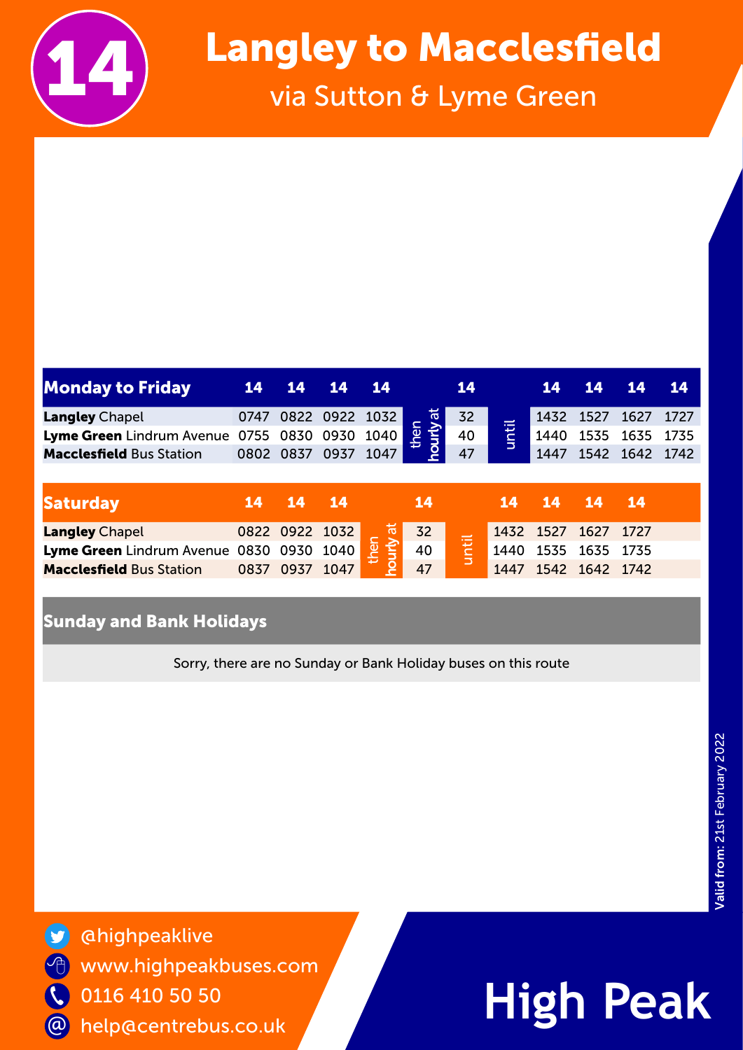# 14 Langley to Macclesfield

via Sutton & Lyme Green

| Monday to Friday | 14 | 14 | 14 | 14 | | 14 | | 14 | 14 | 14 | 14 |
|---|---|---|---|---|---|---|---|---|---|---|---|
| **Langley** Chapel | 0747 | 0822 | 0922 | 1032 | then hourly at | 32 | until | 1432 | 1527 | 1627 | 1727 |
| **Lyme Green** Lindrum Avenue | 0755 | 0830 | 0930 | 1040 | | 40 | | 1440 | 1535 | 1635 | 1735 |
| **Macclesfield** Bus Station | 0802 | 0837 | 0937 | 1047 | | 47 | | 1447 | 1542 | 1642 | 1742 |

| Saturday | 14 | 14 | 14 | | 14 | | 14 | 14 | 14 | 14 |
|---|---|---|---|---|---|---|---|---|---|---|
| **Langley** Chapel | 0822 | 0922 | 1032 | then hourly at | 32 | until | 1432 | 1527 | 1627 | 1727 |
| **Lyme Green** Lindrum Avenue | 0830 | 0930 | 1040 | | 40 | | 1440 | 1535 | 1635 | 1735 |
| **Macclesfield** Bus Station | 0837 | 0937 | 1047 | | 47 | | 1447 | 1542 | 1642 | 1742 |

**Sunday and Bank Holidays**

Sorry, there are no Sunday or Bank Holiday buses on this route

Valid from: 21st February 2022

@highpeaklive
www.highpeakbuses.com
0116 410 50 50
help@centrebus.co.uk

High Peak